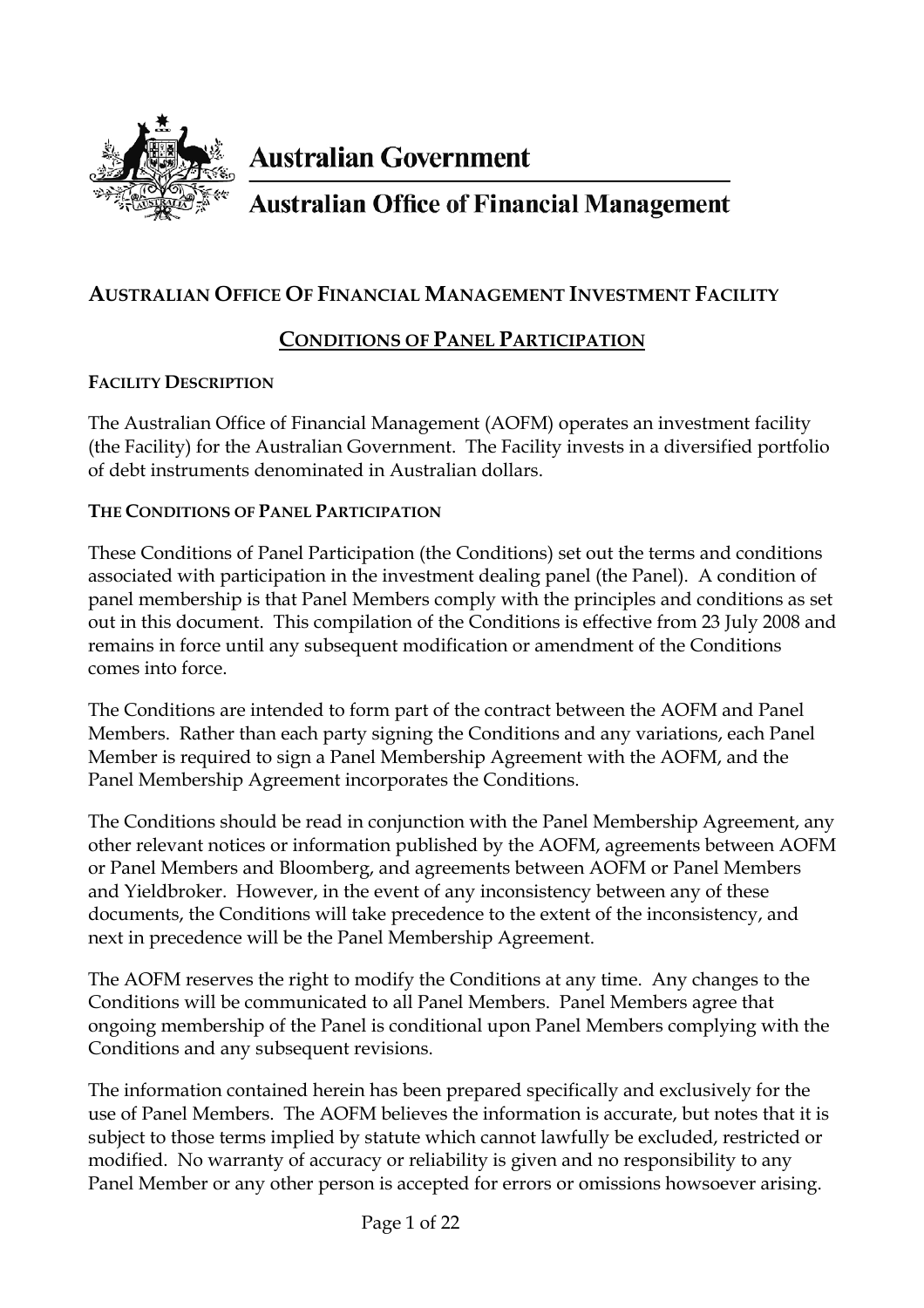Australian Government

Australian Office of Financial Management

# AUSTRALIAN OFFICE OF FINANCIAL MANAGEMENT INVESTMENT FACILITY

## CONDITIONS OF PANEL PARTICIPATION

### FACILITY DESCRIPTION

The Australian Office of Financial Management (AOFM) operates an investment facility (the Facility) for the Australian Government. The Facility invests in a diversified portfolio of debt instruments denominated in Australian dollars.

### THE CONDITIONS OF PANEL PARTICIPATION

These Conditions of Panel Participation (the Conditions) set out the terms and conditions associated with participation in the investment dealing panel (the Panel). A condition of panel membership is that Panel Members comply with the principles and conditions as set out in this document. This compilation of the Conditions is effective from 23 July 2008 and remains in force until any subsequent modification or amendment of the Conditions comes into force.

The Conditions are intended to form part of the contract between the AOFM and Panel Members. Rather than each party signing the Conditions and any variations, each Panel Member is required to sign a Panel Membership Agreement with the AOFM, and the Panel Membership Agreement incorporates the Conditions.

The Conditions should be read in conjunction with the Panel Membership Agreement, any other relevant notices or information published by the AOFM, agreements between AOFM or Panel Members and Bloomberg, and agreements between AOFM or Panel Members and Yieldbroker. However, in the event of any inconsistency between any of these documents, the Conditions will take precedence to the extent of the inconsistency, and next in precedence will be the Panel Membership Agreement.

The AOFM reserves the right to modify the Conditions at any time. Any changes to the Conditions will be communicated to all Panel Members. Panel Members agree that ongoing membership of the Panel is conditional upon Panel Members complying with the Conditions and any subsequent revisions.

The information contained herein has been prepared specifically and exclusively for the use of Panel Members. The AOFM believes the information is accurate, but notes that it is subject to those terms implied by statute which cannot lawfully be excluded, restricted or modified. No warranty of accuracy or reliability is given and no responsibility to any Panel Member or any other person is accepted for errors or omissions howsoever arising.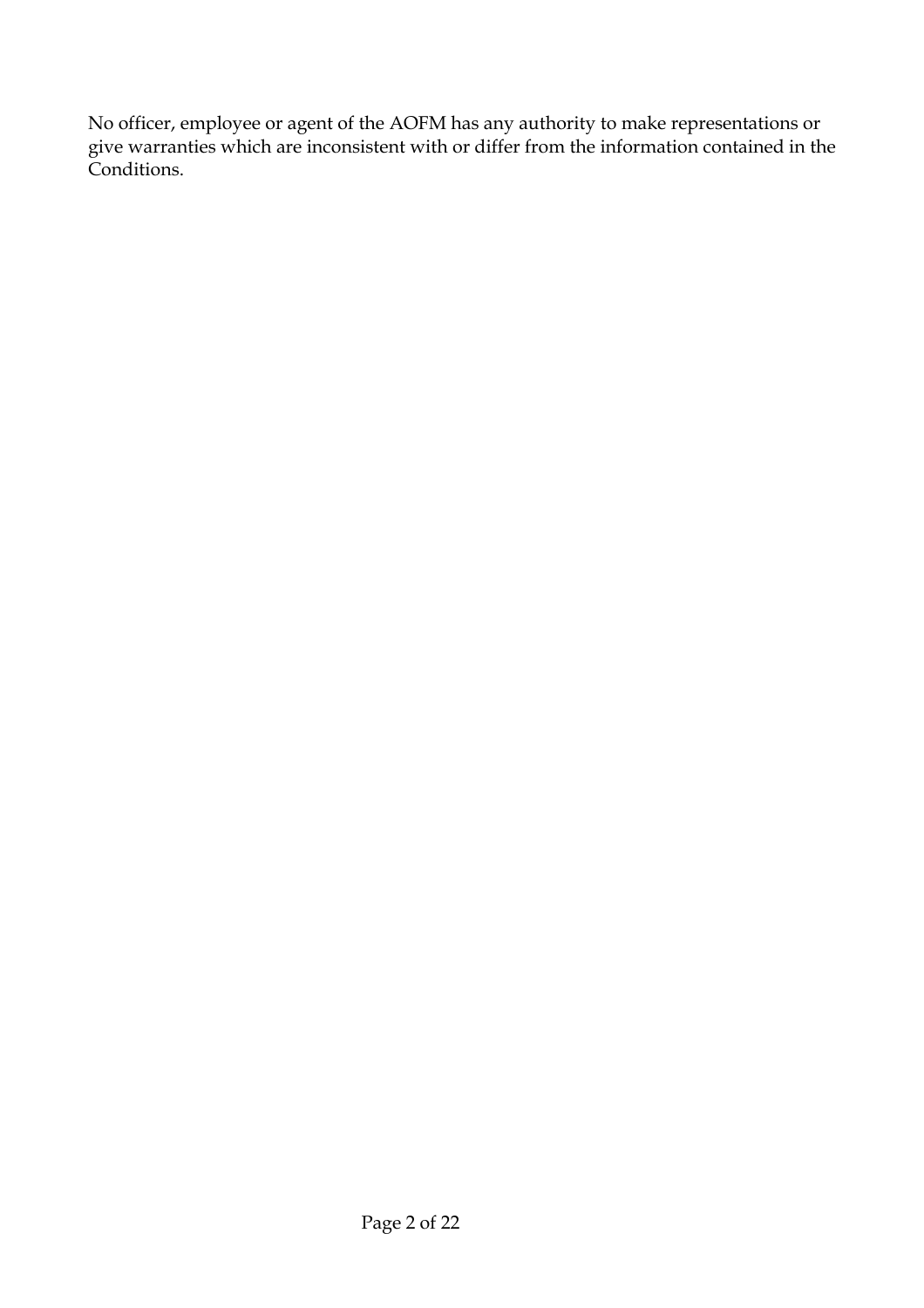No officer, employee or agent of the AOFM has any authority to make representations or give warranties which are inconsistent with or differ from the information contained in the Conditions.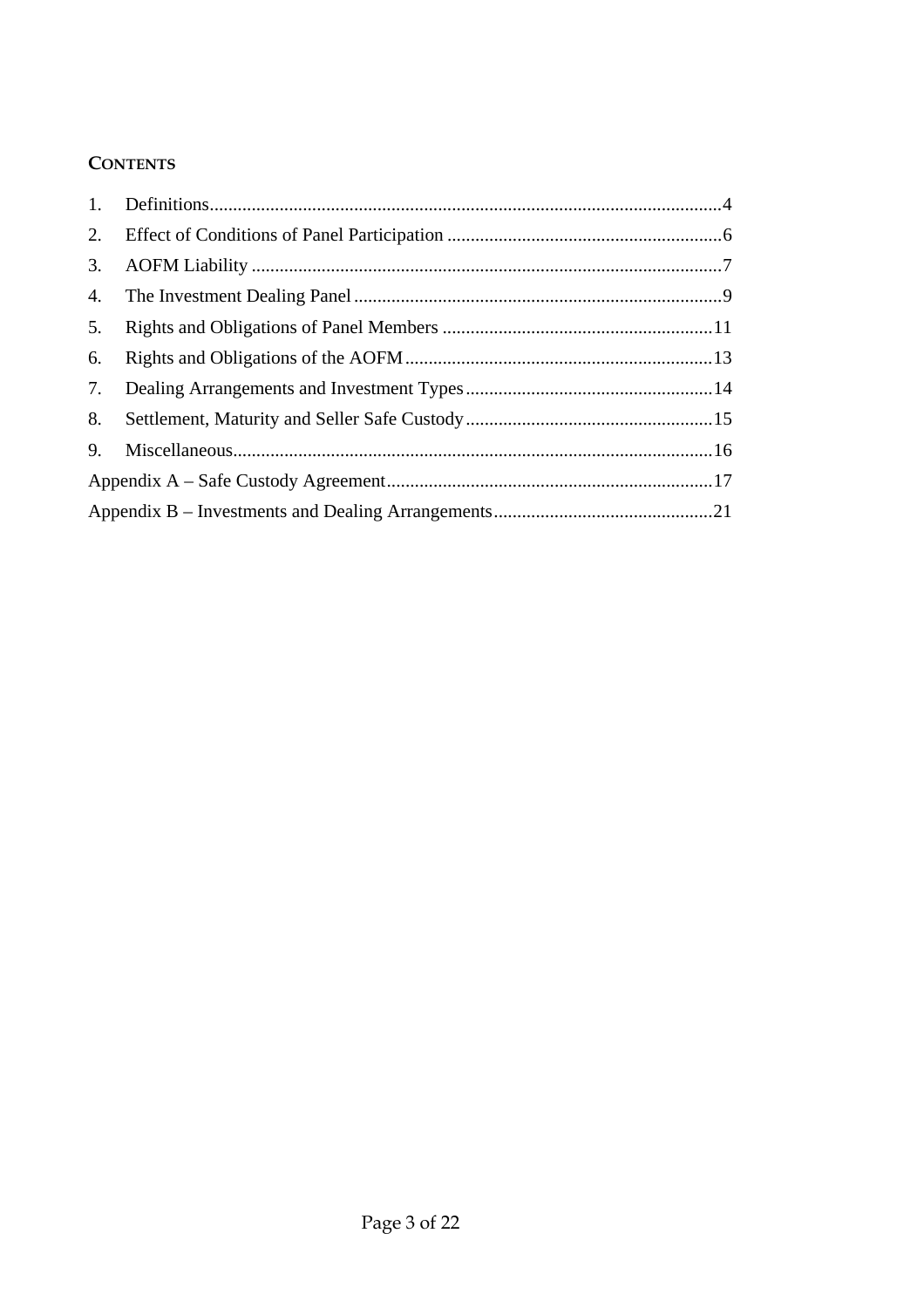## CONTENTS

1. Definitions....................................................................................................4
2. Effect of Conditions of Panel Participation ...........................................................6
3. AOFM Liability .....................................................................................................7
4. The Investment Dealing Panel ...............................................................................9
5. Rights and Obligations of Panel Members ..........................................................11
6. Rights and Obligations of the AOFM ..................................................................13
7. Dealing Arrangements and Investment Types .....................................................14
8. Settlement, Maturity and Seller Safe Custody .....................................................15
9. Miscellaneous.......................................................................................................16

Appendix A – Safe Custody Agreement......................................................................17

Appendix B – Investments and Dealing Arrangements...............................................21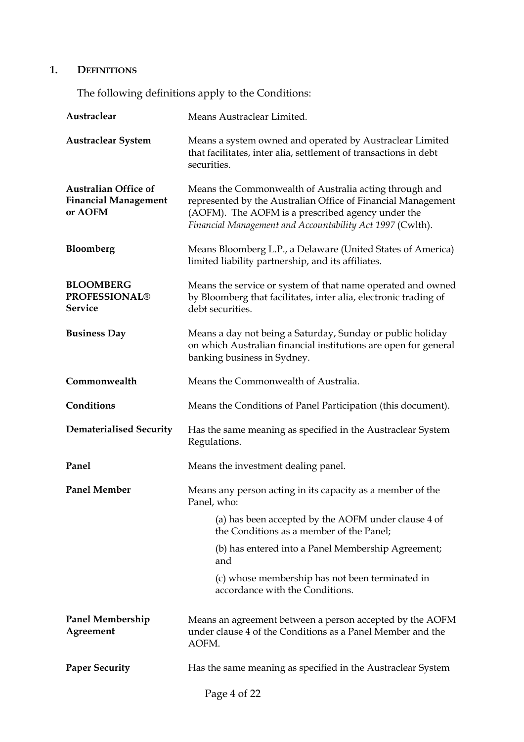## 1. DEFINITIONS

The following definitions apply to the Conditions:

| | |
|---|---|
| **Austraclear** | Means Austraclear Limited. |
| **Austraclear System** | Means a system owned and operated by Austraclear Limited that facilitates, inter alia, settlement of transactions in debt securities. |
| **Australian Office of Financial Management or AOFM** | Means the Commonwealth of Australia acting through and represented by the Australian Office of Financial Management (AOFM). The AOFM is a prescribed agency under the *Financial Management and Accountability Act 1997* (Cwlth). |
| **Bloomberg** | Means Bloomberg L.P., a Delaware (United States of America) limited liability partnership, and its affiliates. |
| **BLOOMBERG PROFESSIONAL® Service** | Means the service or system of that name operated and owned by Bloomberg that facilitates, inter alia, electronic trading of debt securities. |
| **Business Day** | Means a day not being a Saturday, Sunday or public holiday on which Australian financial institutions are open for general banking business in Sydney. |
| **Commonwealth** | Means the Commonwealth of Australia. |
| **Conditions** | Means the Conditions of Panel Participation (this document). |
| **Dematerialised Security** | Has the same meaning as specified in the Austraclear System Regulations. |
| **Panel** | Means the investment dealing panel. |
| **Panel Member** | Means any person acting in its capacity as a member of the Panel, who:<br>(a) has been accepted by the AOFM under clause 4 of the Conditions as a member of the Panel;<br>(b) has entered into a Panel Membership Agreement; and<br>(c) whose membership has not been terminated in accordance with the Conditions. |
| **Panel Membership Agreement** | Means an agreement between a person accepted by the AOFM under clause 4 of the Conditions as a Panel Member and the AOFM. |
| **Paper Security** | Has the same meaning as specified in the Austraclear System |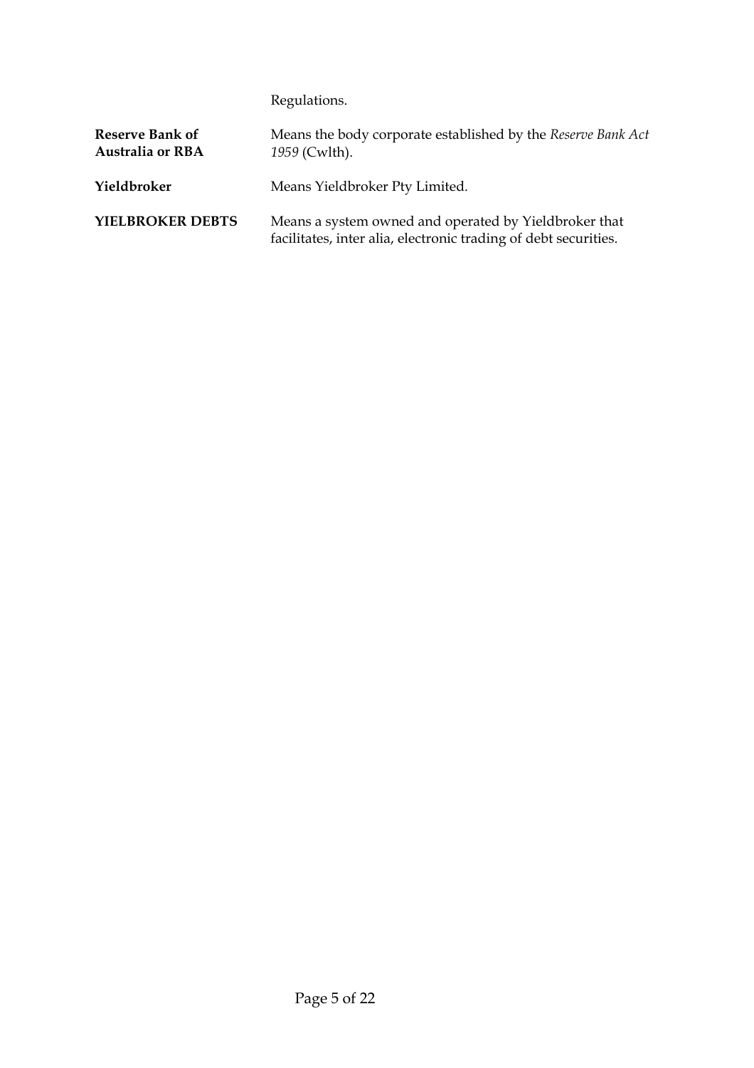| | |
|---|---|
| | Regulations. |
| **Reserve Bank of Australia or RBA** | Means the body corporate established by the *Reserve Bank Act 1959* (Cwlth). |
| **Yieldbroker** | Means Yieldbroker Pty Limited. |
| **YIELBROKER DEBTS** | Means a system owned and operated by Yieldbroker that facilitates, inter alia, electronic trading of debt securities. |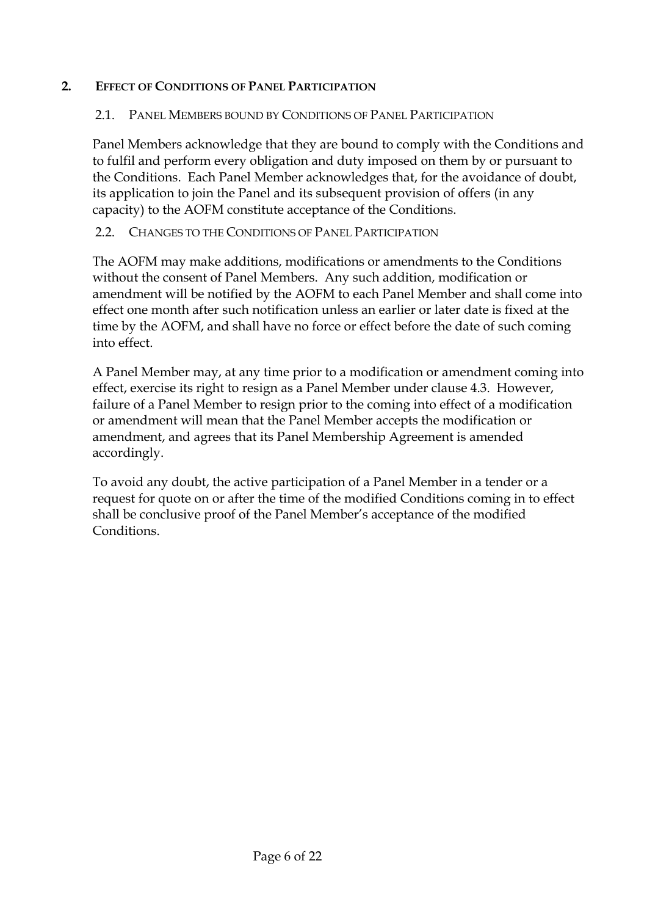## 2. Effect of Conditions of Panel Participation

### 2.1. Panel Members bound by Conditions of Panel Participation

Panel Members acknowledge that they are bound to comply with the Conditions and to fulfil and perform every obligation and duty imposed on them by or pursuant to the Conditions. Each Panel Member acknowledges that, for the avoidance of doubt, its application to join the Panel and its subsequent provision of offers (in any capacity) to the AOFM constitute acceptance of the Conditions.

### 2.2. Changes to the Conditions of Panel Participation

The AOFM may make additions, modifications or amendments to the Conditions without the consent of Panel Members. Any such addition, modification or amendment will be notified by the AOFM to each Panel Member and shall come into effect one month after such notification unless an earlier or later date is fixed at the time by the AOFM, and shall have no force or effect before the date of such coming into effect.

A Panel Member may, at any time prior to a modification or amendment coming into effect, exercise its right to resign as a Panel Member under clause 4.3. However, failure of a Panel Member to resign prior to the coming into effect of a modification or amendment will mean that the Panel Member accepts the modification or amendment, and agrees that its Panel Membership Agreement is amended accordingly.

To avoid any doubt, the active participation of a Panel Member in a tender or a request for quote on or after the time of the modified Conditions coming in to effect shall be conclusive proof of the Panel Member's acceptance of the modified Conditions.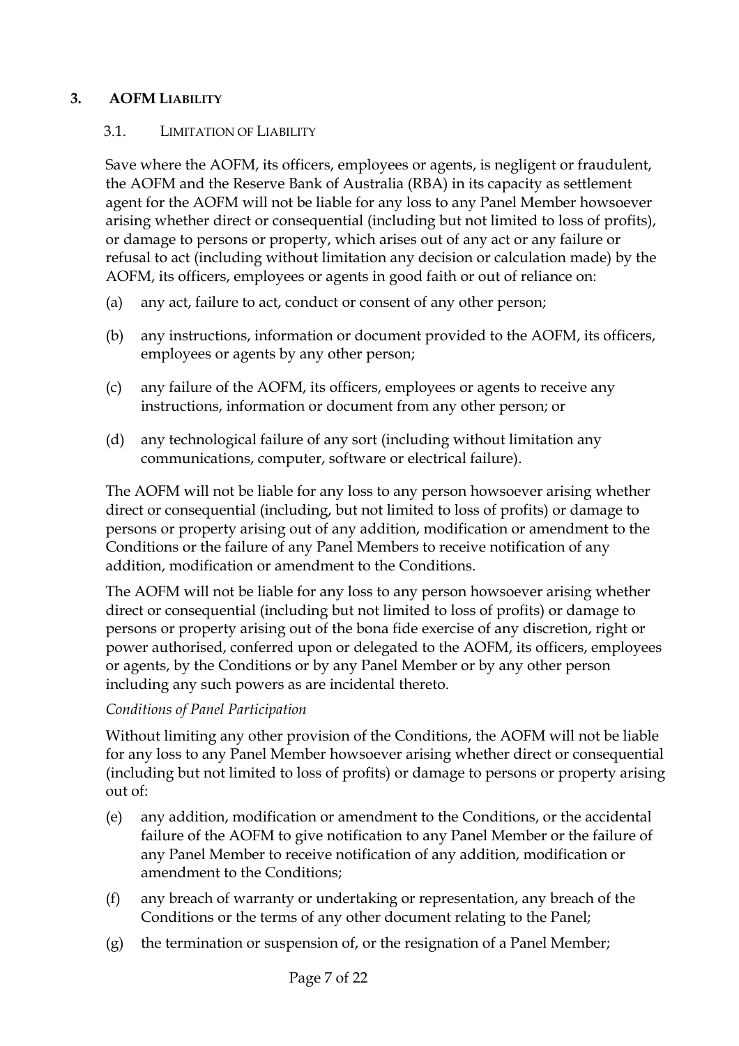## 3. AOFM Liability

### 3.1. Limitation of Liability

Save where the AOFM, its officers, employees or agents, is negligent or fraudulent, the AOFM and the Reserve Bank of Australia (RBA) in its capacity as settlement agent for the AOFM will not be liable for any loss to any Panel Member howsoever arising whether direct or consequential (including but not limited to loss of profits), or damage to persons or property, which arises out of any act or any failure or refusal to act (including without limitation any decision or calculation made) by the AOFM, its officers, employees or agents in good faith or out of reliance on:

(a) any act, failure to act, conduct or consent of any other person;

(b) any instructions, information or document provided to the AOFM, its officers, employees or agents by any other person;

(c) any failure of the AOFM, its officers, employees or agents to receive any instructions, information or document from any other person; or

(d) any technological failure of any sort (including without limitation any communications, computer, software or electrical failure).

The AOFM will not be liable for any loss to any person howsoever arising whether direct or consequential (including, but not limited to loss of profits) or damage to persons or property arising out of any addition, modification or amendment to the Conditions or the failure of any Panel Members to receive notification of any addition, modification or amendment to the Conditions.

The AOFM will not be liable for any loss to any person howsoever arising whether direct or consequential (including but not limited to loss of profits) or damage to persons or property arising out of the bona fide exercise of any discretion, right or power authorised, conferred upon or delegated to the AOFM, its officers, employees or agents, by the Conditions or by any Panel Member or by any other person including any such powers as are incidental thereto.

*Conditions of Panel Participation*

Without limiting any other provision of the Conditions, the AOFM will not be liable for any loss to any Panel Member howsoever arising whether direct or consequential (including but not limited to loss of profits) or damage to persons or property arising out of:

(e) any addition, modification or amendment to the Conditions, or the accidental failure of the AOFM to give notification to any Panel Member or the failure of any Panel Member to receive notification of any addition, modification or amendment to the Conditions;

(f) any breach of warranty or undertaking or representation, any breach of the Conditions or the terms of any other document relating to the Panel;

(g) the termination or suspension of, or the resignation of a Panel Member;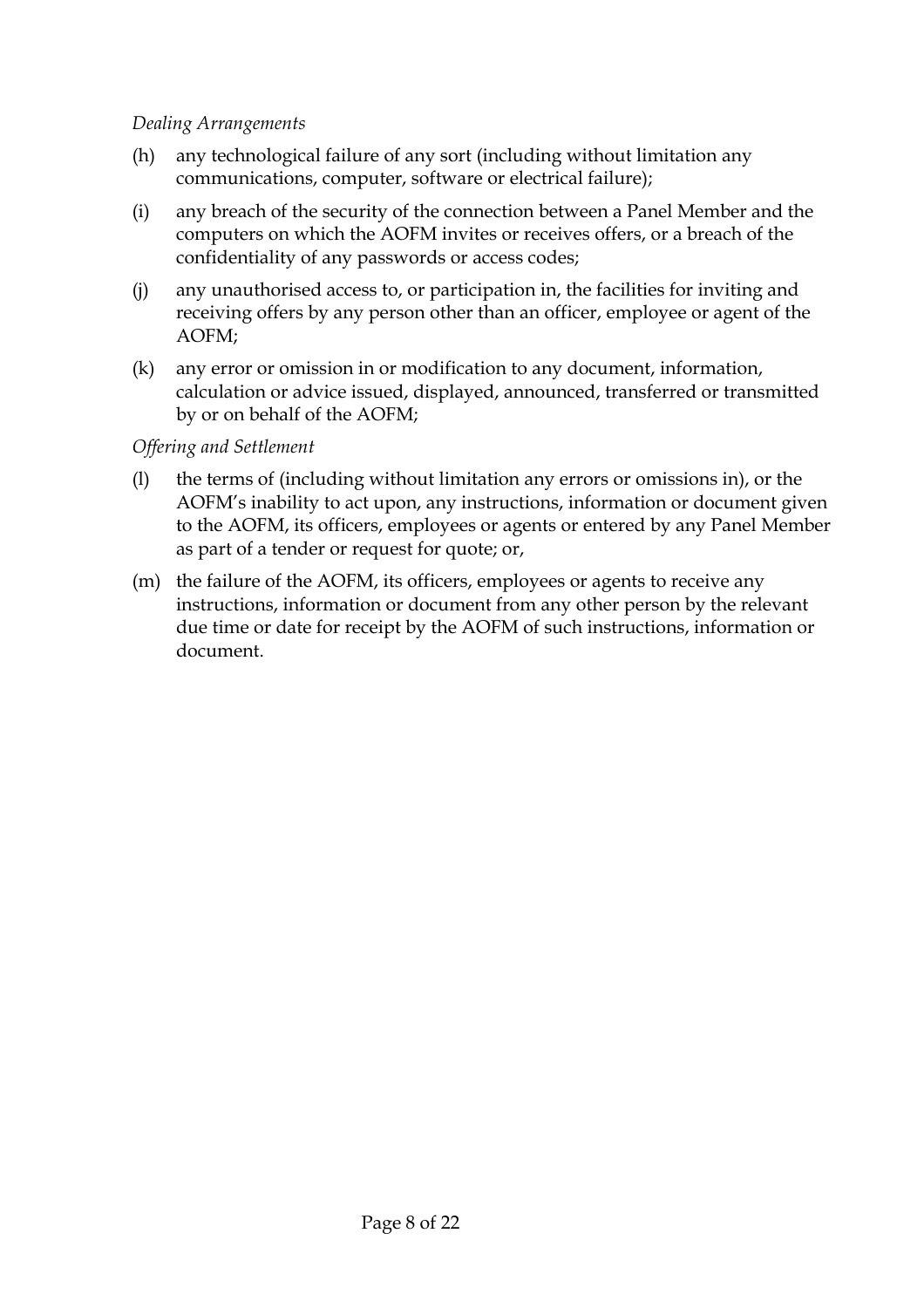*Dealing Arrangements*

(h) any technological failure of any sort (including without limitation any communications, computer, software or electrical failure);

(i) any breach of the security of the connection between a Panel Member and the computers on which the AOFM invites or receives offers, or a breach of the confidentiality of any passwords or access codes;

(j) any unauthorised access to, or participation in, the facilities for inviting and receiving offers by any person other than an officer, employee or agent of the AOFM;

(k) any error or omission in or modification to any document, information, calculation or advice issued, displayed, announced, transferred or transmitted by or on behalf of the AOFM;

*Offering and Settlement*

(l) the terms of (including without limitation any errors or omissions in), or the AOFM's inability to act upon, any instructions, information or document given to the AOFM, its officers, employees or agents or entered by any Panel Member as part of a tender or request for quote; or,

(m) the failure of the AOFM, its officers, employees or agents to receive any instructions, information or document from any other person by the relevant due time or date for receipt by the AOFM of such instructions, information or document.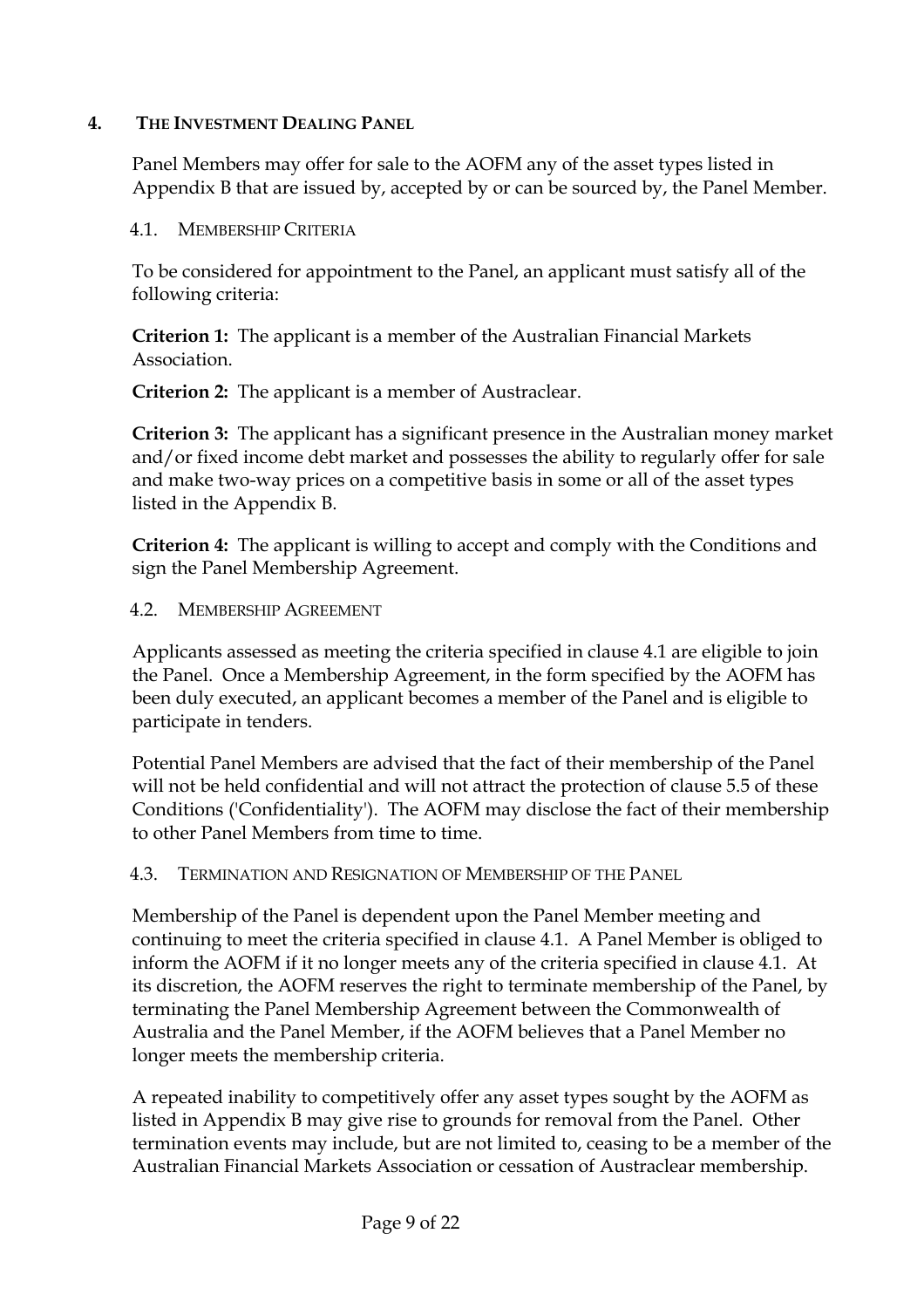## 4. THE INVESTMENT DEALING PANEL

Panel Members may offer for sale to the AOFM any of the asset types listed in Appendix B that are issued by, accepted by or can be sourced by, the Panel Member.

### 4.1. MEMBERSHIP CRITERIA

To be considered for appointment to the Panel, an applicant must satisfy all of the following criteria:

**Criterion 1:** The applicant is a member of the Australian Financial Markets Association.

**Criterion 2:** The applicant is a member of Austraclear.

**Criterion 3:** The applicant has a significant presence in the Australian money market and/or fixed income debt market and possesses the ability to regularly offer for sale and make two-way prices on a competitive basis in some or all of the asset types listed in the Appendix B.

**Criterion 4:** The applicant is willing to accept and comply with the Conditions and sign the Panel Membership Agreement.

### 4.2. MEMBERSHIP AGREEMENT

Applicants assessed as meeting the criteria specified in clause 4.1 are eligible to join the Panel. Once a Membership Agreement, in the form specified by the AOFM has been duly executed, an applicant becomes a member of the Panel and is eligible to participate in tenders.

Potential Panel Members are advised that the fact of their membership of the Panel will not be held confidential and will not attract the protection of clause 5.5 of these Conditions ('Confidentiality'). The AOFM may disclose the fact of their membership to other Panel Members from time to time.

### 4.3. TERMINATION AND RESIGNATION OF MEMBERSHIP OF THE PANEL

Membership of the Panel is dependent upon the Panel Member meeting and continuing to meet the criteria specified in clause 4.1. A Panel Member is obliged to inform the AOFM if it no longer meets any of the criteria specified in clause 4.1. At its discretion, the AOFM reserves the right to terminate membership of the Panel, by terminating the Panel Membership Agreement between the Commonwealth of Australia and the Panel Member, if the AOFM believes that a Panel Member no longer meets the membership criteria.

A repeated inability to competitively offer any asset types sought by the AOFM as listed in Appendix B may give rise to grounds for removal from the Panel. Other termination events may include, but are not limited to, ceasing to be a member of the Australian Financial Markets Association or cessation of Austraclear membership.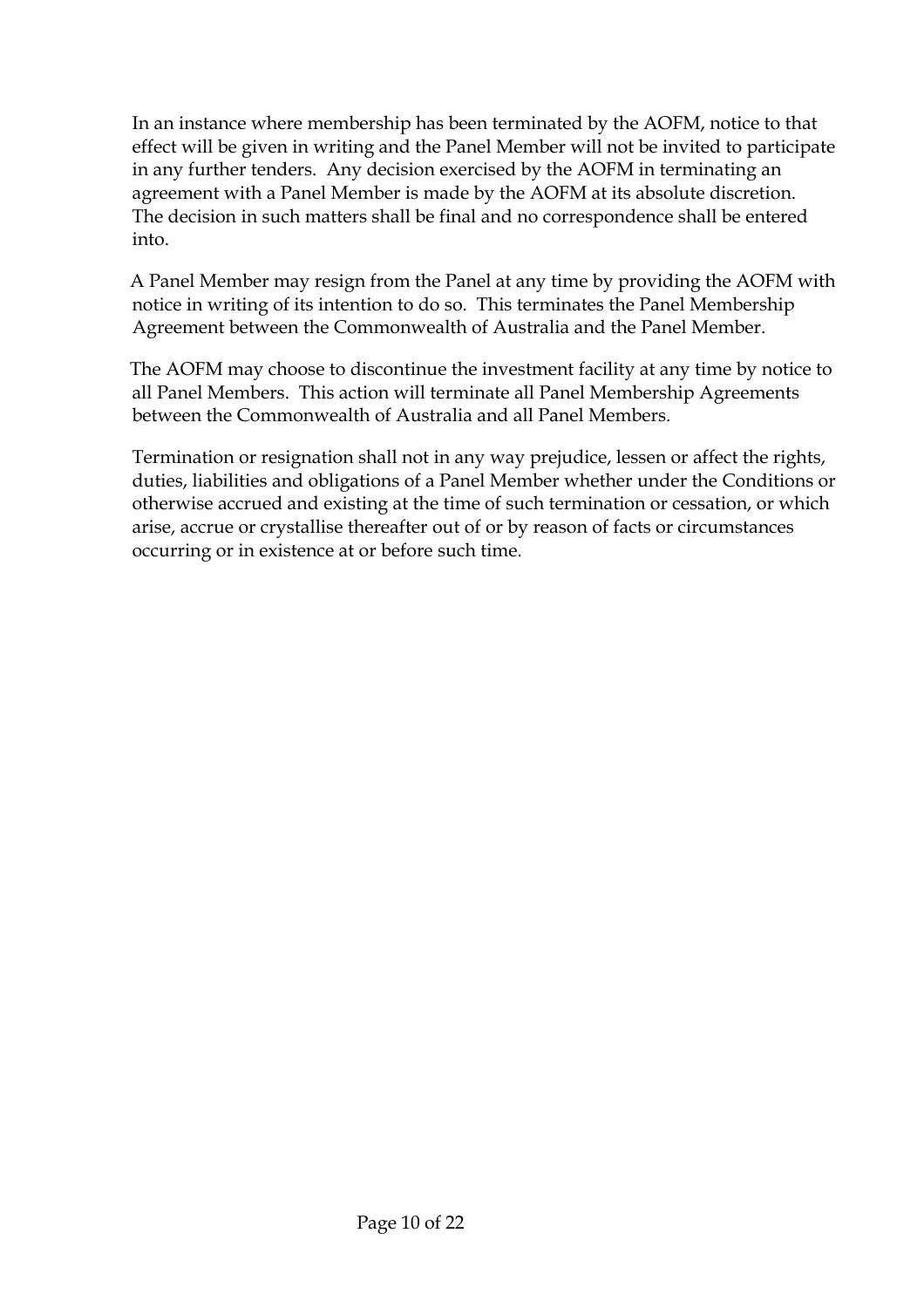In an instance where membership has been terminated by the AOFM, notice to that effect will be given in writing and the Panel Member will not be invited to participate in any further tenders. Any decision exercised by the AOFM in terminating an agreement with a Panel Member is made by the AOFM at its absolute discretion. The decision in such matters shall be final and no correspondence shall be entered into.

A Panel Member may resign from the Panel at any time by providing the AOFM with notice in writing of its intention to do so. This terminates the Panel Membership Agreement between the Commonwealth of Australia and the Panel Member.

The AOFM may choose to discontinue the investment facility at any time by notice to all Panel Members. This action will terminate all Panel Membership Agreements between the Commonwealth of Australia and all Panel Members.

Termination or resignation shall not in any way prejudice, lessen or affect the rights, duties, liabilities and obligations of a Panel Member whether under the Conditions or otherwise accrued and existing at the time of such termination or cessation, or which arise, accrue or crystallise thereafter out of or by reason of facts or circumstances occurring or in existence at or before such time.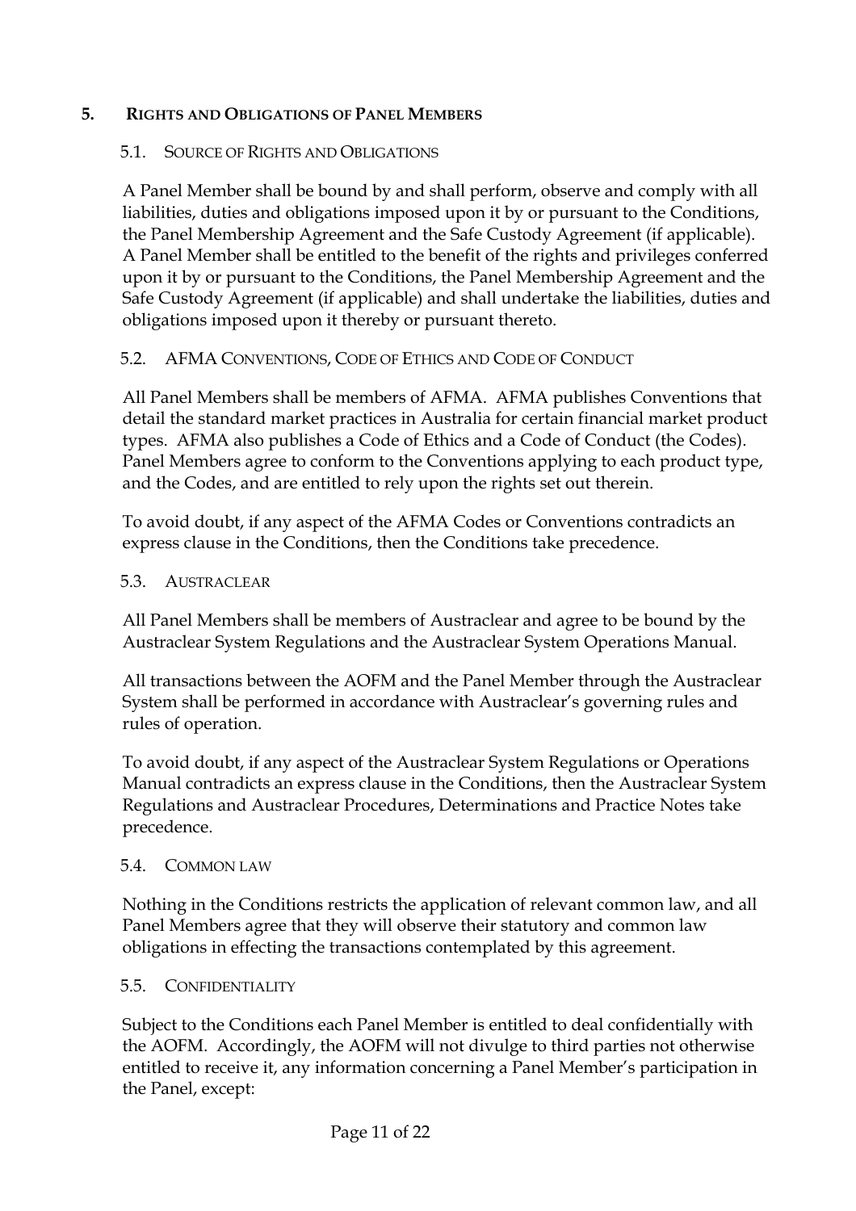## 5. RIGHTS AND OBLIGATIONS OF PANEL MEMBERS

### 5.1. SOURCE OF RIGHTS AND OBLIGATIONS

A Panel Member shall be bound by and shall perform, observe and comply with all liabilities, duties and obligations imposed upon it by or pursuant to the Conditions, the Panel Membership Agreement and the Safe Custody Agreement (if applicable). A Panel Member shall be entitled to the benefit of the rights and privileges conferred upon it by or pursuant to the Conditions, the Panel Membership Agreement and the Safe Custody Agreement (if applicable) and shall undertake the liabilities, duties and obligations imposed upon it thereby or pursuant thereto.

### 5.2. AFMA CONVENTIONS, CODE OF ETHICS AND CODE OF CONDUCT

All Panel Members shall be members of AFMA. AFMA publishes Conventions that detail the standard market practices in Australia for certain financial market product types. AFMA also publishes a Code of Ethics and a Code of Conduct (the Codes). Panel Members agree to conform to the Conventions applying to each product type, and the Codes, and are entitled to rely upon the rights set out therein.

To avoid doubt, if any aspect of the AFMA Codes or Conventions contradicts an express clause in the Conditions, then the Conditions take precedence.

### 5.3. AUSTRACLEAR

All Panel Members shall be members of Austraclear and agree to be bound by the Austraclear System Regulations and the Austraclear System Operations Manual.

All transactions between the AOFM and the Panel Member through the Austraclear System shall be performed in accordance with Austraclear's governing rules and rules of operation.

To avoid doubt, if any aspect of the Austraclear System Regulations or Operations Manual contradicts an express clause in the Conditions, then the Austraclear System Regulations and Austraclear Procedures, Determinations and Practice Notes take precedence.

### 5.4. COMMON LAW

Nothing in the Conditions restricts the application of relevant common law, and all Panel Members agree that they will observe their statutory and common law obligations in effecting the transactions contemplated by this agreement.

### 5.5. CONFIDENTIALITY

Subject to the Conditions each Panel Member is entitled to deal confidentially with the AOFM. Accordingly, the AOFM will not divulge to third parties not otherwise entitled to receive it, any information concerning a Panel Member's participation in the Panel, except: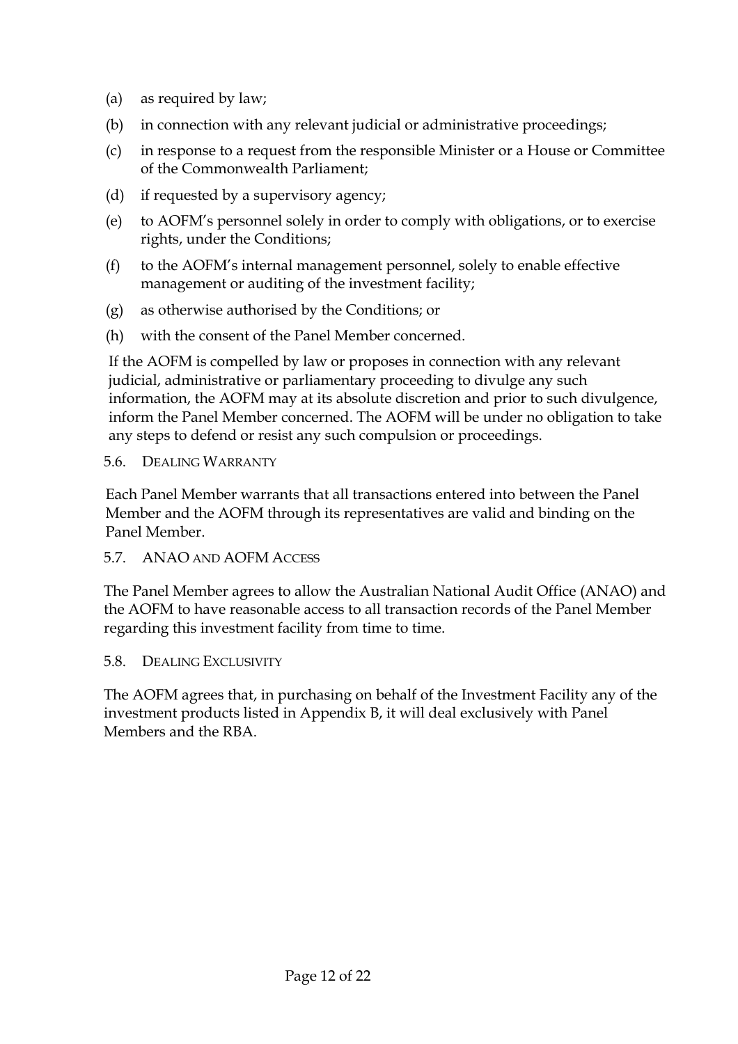(a) as required by law;

(b) in connection with any relevant judicial or administrative proceedings;

(c) in response to a request from the responsible Minister or a House or Committee of the Commonwealth Parliament;

(d) if requested by a supervisory agency;

(e) to AOFM's personnel solely in order to comply with obligations, or to exercise rights, under the Conditions;

(f) to the AOFM's internal management personnel, solely to enable effective management or auditing of the investment facility;

(g) as otherwise authorised by the Conditions; or

(h) with the consent of the Panel Member concerned.

If the AOFM is compelled by law or proposes in connection with any relevant judicial, administrative or parliamentary proceeding to divulge any such information, the AOFM may at its absolute discretion and prior to such divulgence, inform the Panel Member concerned. The AOFM will be under no obligation to take any steps to defend or resist any such compulsion or proceedings.

### 5.6. Dealing Warranty

Each Panel Member warrants that all transactions entered into between the Panel Member and the AOFM through its representatives are valid and binding on the Panel Member.

### 5.7. ANAO and AOFM Access

The Panel Member agrees to allow the Australian National Audit Office (ANAO) and the AOFM to have reasonable access to all transaction records of the Panel Member regarding this investment facility from time to time.

### 5.8. Dealing Exclusivity

The AOFM agrees that, in purchasing on behalf of the Investment Facility any of the investment products listed in Appendix B, it will deal exclusively with Panel Members and the RBA.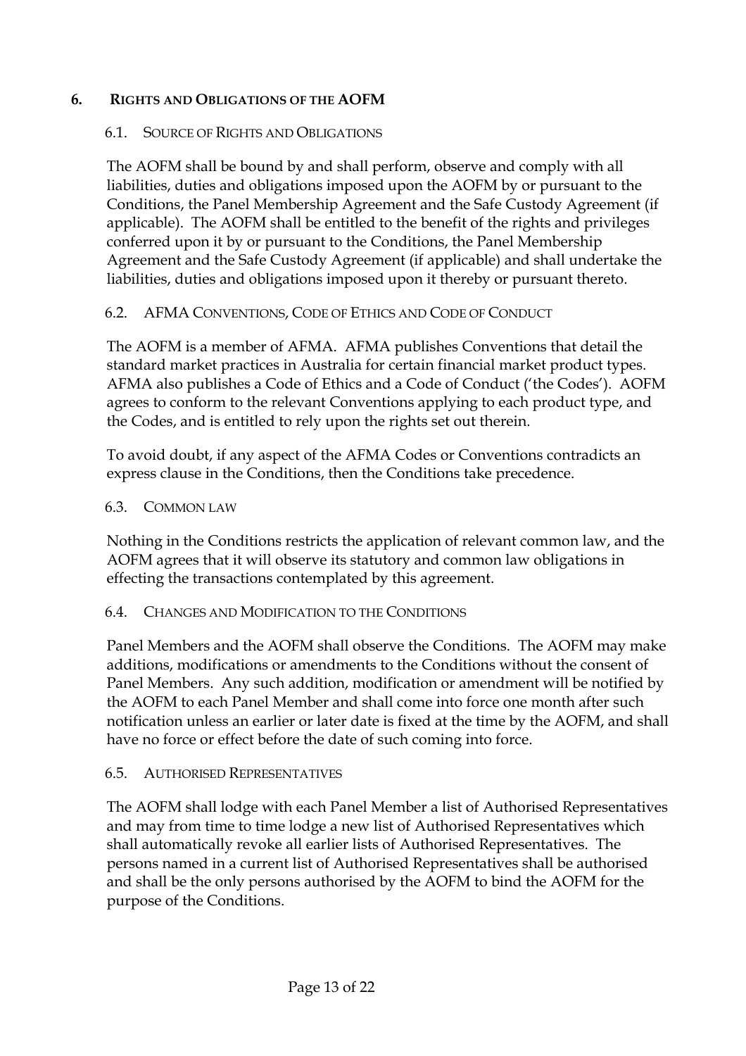## 6. RIGHTS AND OBLIGATIONS OF THE AOFM

### 6.1. SOURCE OF RIGHTS AND OBLIGATIONS

The AOFM shall be bound by and shall perform, observe and comply with all liabilities, duties and obligations imposed upon the AOFM by or pursuant to the Conditions, the Panel Membership Agreement and the Safe Custody Agreement (if applicable). The AOFM shall be entitled to the benefit of the rights and privileges conferred upon it by or pursuant to the Conditions, the Panel Membership Agreement and the Safe Custody Agreement (if applicable) and shall undertake the liabilities, duties and obligations imposed upon it thereby or pursuant thereto.

### 6.2. AFMA CONVENTIONS, CODE OF ETHICS AND CODE OF CONDUCT

The AOFM is a member of AFMA. AFMA publishes Conventions that detail the standard market practices in Australia for certain financial market product types. AFMA also publishes a Code of Ethics and a Code of Conduct ('the Codes'). AOFM agrees to conform to the relevant Conventions applying to each product type, and the Codes, and is entitled to rely upon the rights set out therein.

To avoid doubt, if any aspect of the AFMA Codes or Conventions contradicts an express clause in the Conditions, then the Conditions take precedence.

### 6.3. COMMON LAW

Nothing in the Conditions restricts the application of relevant common law, and the AOFM agrees that it will observe its statutory and common law obligations in effecting the transactions contemplated by this agreement.

### 6.4. CHANGES AND MODIFICATION TO THE CONDITIONS

Panel Members and the AOFM shall observe the Conditions. The AOFM may make additions, modifications or amendments to the Conditions without the consent of Panel Members. Any such addition, modification or amendment will be notified by the AOFM to each Panel Member and shall come into force one month after such notification unless an earlier or later date is fixed at the time by the AOFM, and shall have no force or effect before the date of such coming into force.

### 6.5. AUTHORISED REPRESENTATIVES

The AOFM shall lodge with each Panel Member a list of Authorised Representatives and may from time to time lodge a new list of Authorised Representatives which shall automatically revoke all earlier lists of Authorised Representatives. The persons named in a current list of Authorised Representatives shall be authorised and shall be the only persons authorised by the AOFM to bind the AOFM for the purpose of the Conditions.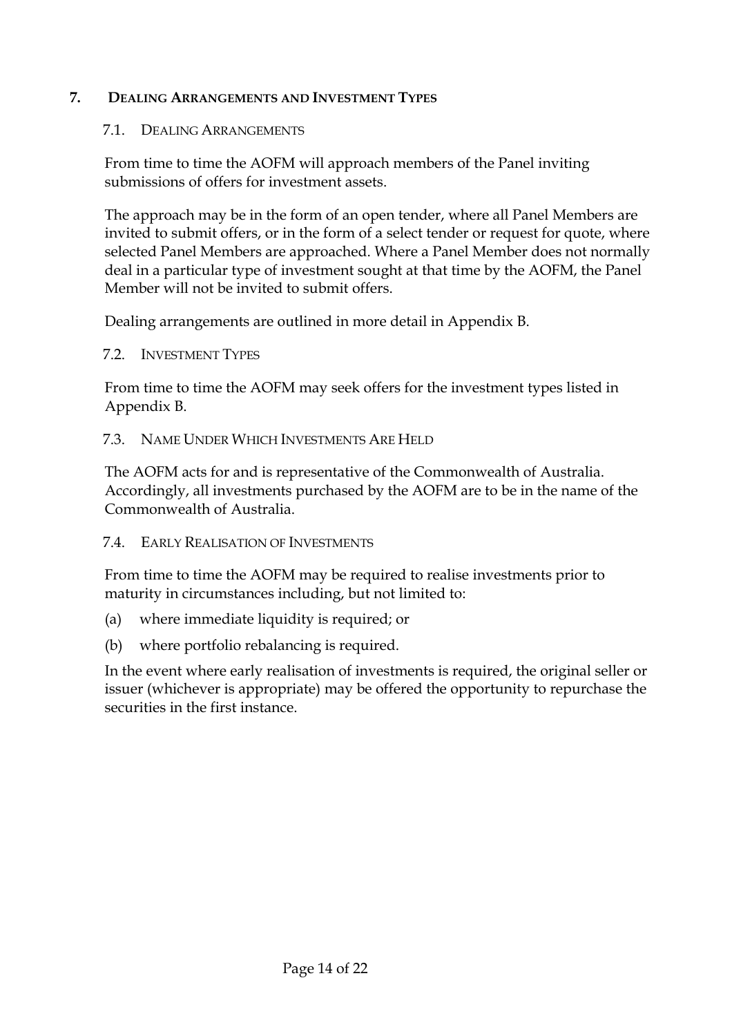## 7. Dealing Arrangements and Investment Types

### 7.1. Dealing Arrangements

From time to time the AOFM will approach members of the Panel inviting submissions of offers for investment assets.

The approach may be in the form of an open tender, where all Panel Members are invited to submit offers, or in the form of a select tender or request for quote, where selected Panel Members are approached. Where a Panel Member does not normally deal in a particular type of investment sought at that time by the AOFM, the Panel Member will not be invited to submit offers.

Dealing arrangements are outlined in more detail in Appendix B.

### 7.2. Investment Types

From time to time the AOFM may seek offers for the investment types listed in Appendix B.

### 7.3. Name Under Which Investments Are Held

The AOFM acts for and is representative of the Commonwealth of Australia. Accordingly, all investments purchased by the AOFM are to be in the name of the Commonwealth of Australia.

### 7.4. Early Realisation of Investments

From time to time the AOFM may be required to realise investments prior to maturity in circumstances including, but not limited to:

(a) where immediate liquidity is required; or

(b) where portfolio rebalancing is required.

In the event where early realisation of investments is required, the original seller or issuer (whichever is appropriate) may be offered the opportunity to repurchase the securities in the first instance.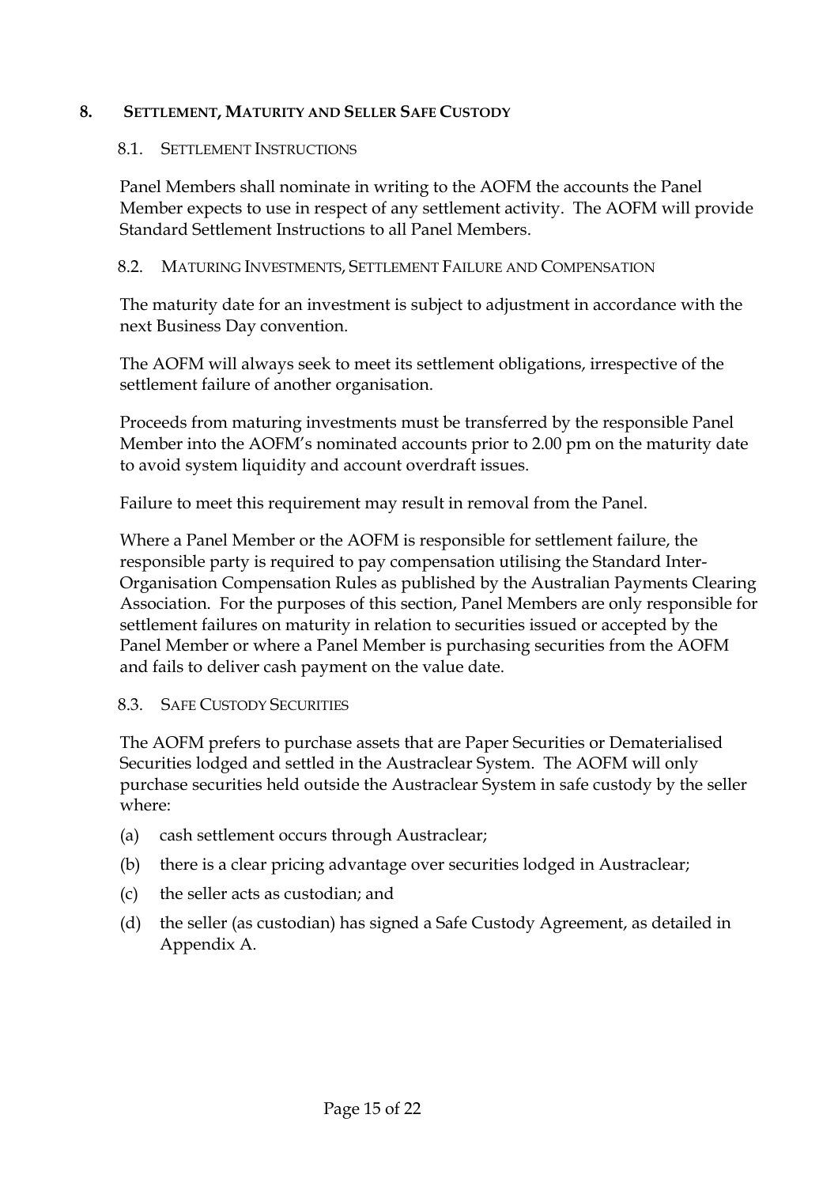## 8. SETTLEMENT, MATURITY AND SELLER SAFE CUSTODY

### 8.1. SETTLEMENT INSTRUCTIONS

Panel Members shall nominate in writing to the AOFM the accounts the Panel Member expects to use in respect of any settlement activity. The AOFM will provide Standard Settlement Instructions to all Panel Members.

### 8.2. MATURING INVESTMENTS, SETTLEMENT FAILURE AND COMPENSATION

The maturity date for an investment is subject to adjustment in accordance with the next Business Day convention.

The AOFM will always seek to meet its settlement obligations, irrespective of the settlement failure of another organisation.

Proceeds from maturing investments must be transferred by the responsible Panel Member into the AOFM's nominated accounts prior to 2.00 pm on the maturity date to avoid system liquidity and account overdraft issues.

Failure to meet this requirement may result in removal from the Panel.

Where a Panel Member or the AOFM is responsible for settlement failure, the responsible party is required to pay compensation utilising the Standard Inter-Organisation Compensation Rules as published by the Australian Payments Clearing Association. For the purposes of this section, Panel Members are only responsible for settlement failures on maturity in relation to securities issued or accepted by the Panel Member or where a Panel Member is purchasing securities from the AOFM and fails to deliver cash payment on the value date.

### 8.3. SAFE CUSTODY SECURITIES

The AOFM prefers to purchase assets that are Paper Securities or Dematerialised Securities lodged and settled in the Austraclear System. The AOFM will only purchase securities held outside the Austraclear System in safe custody by the seller where:

(a) cash settlement occurs through Austraclear;

(b) there is a clear pricing advantage over securities lodged in Austraclear;

(c) the seller acts as custodian; and

(d) the seller (as custodian) has signed a Safe Custody Agreement, as detailed in Appendix A.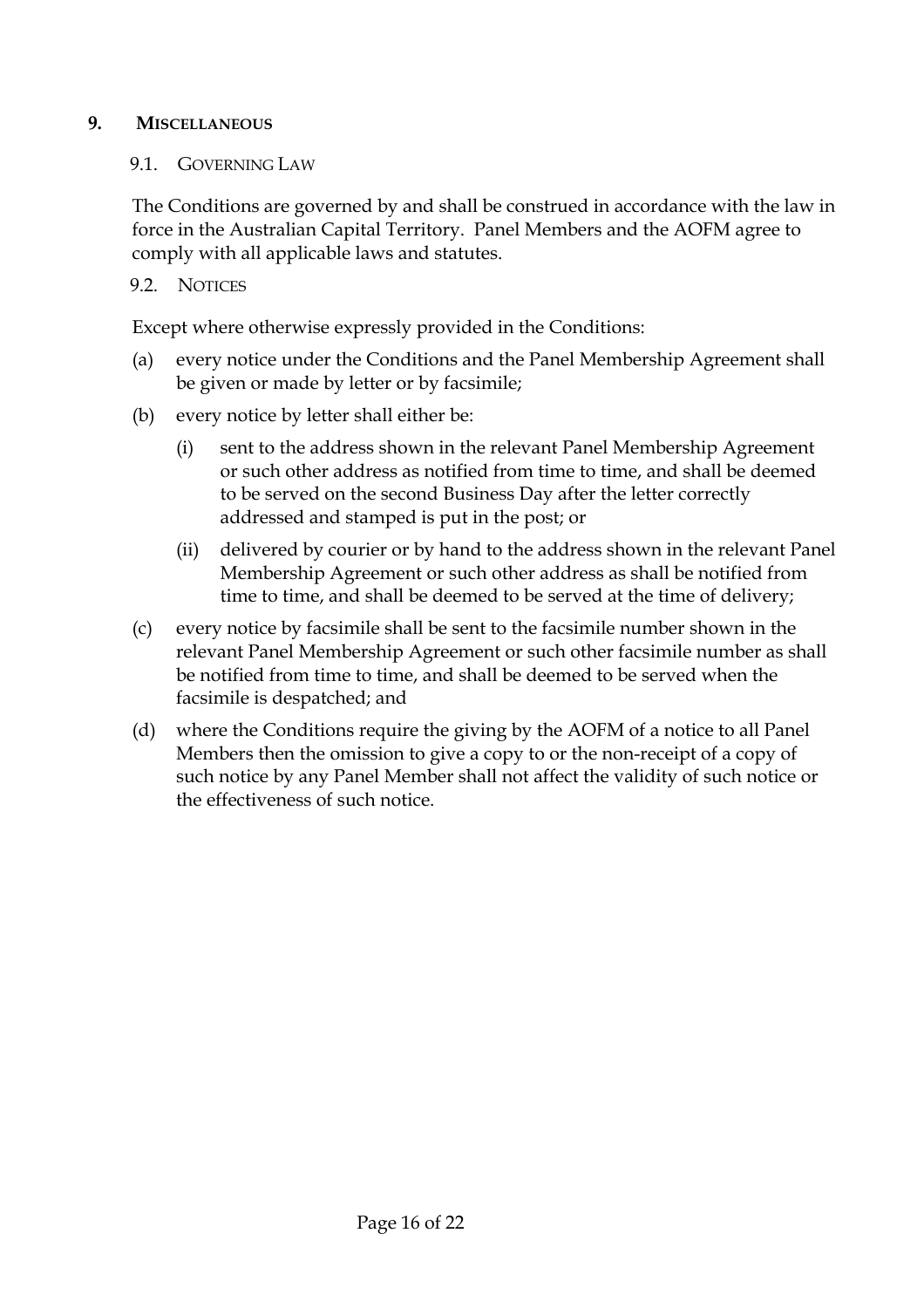## 9. MISCELLANEOUS

### 9.1. GOVERNING LAW

The Conditions are governed by and shall be construed in accordance with the law in force in the Australian Capital Territory. Panel Members and the AOFM agree to comply with all applicable laws and statutes.

### 9.2. NOTICES

Except where otherwise expressly provided in the Conditions:

(a) every notice under the Conditions and the Panel Membership Agreement shall be given or made by letter or by facsimile;

(b) every notice by letter shall either be:

  (i) sent to the address shown in the relevant Panel Membership Agreement or such other address as notified from time to time, and shall be deemed to be served on the second Business Day after the letter correctly addressed and stamped is put in the post; or

  (ii) delivered by courier or by hand to the address shown in the relevant Panel Membership Agreement or such other address as shall be notified from time to time, and shall be deemed to be served at the time of delivery;

(c) every notice by facsimile shall be sent to the facsimile number shown in the relevant Panel Membership Agreement or such other facsimile number as shall be notified from time to time, and shall be deemed to be served when the facsimile is despatched; and

(d) where the Conditions require the giving by the AOFM of a notice to all Panel Members then the omission to give a copy to or the non-receipt of a copy of such notice by any Panel Member shall not affect the validity of such notice or the effectiveness of such notice.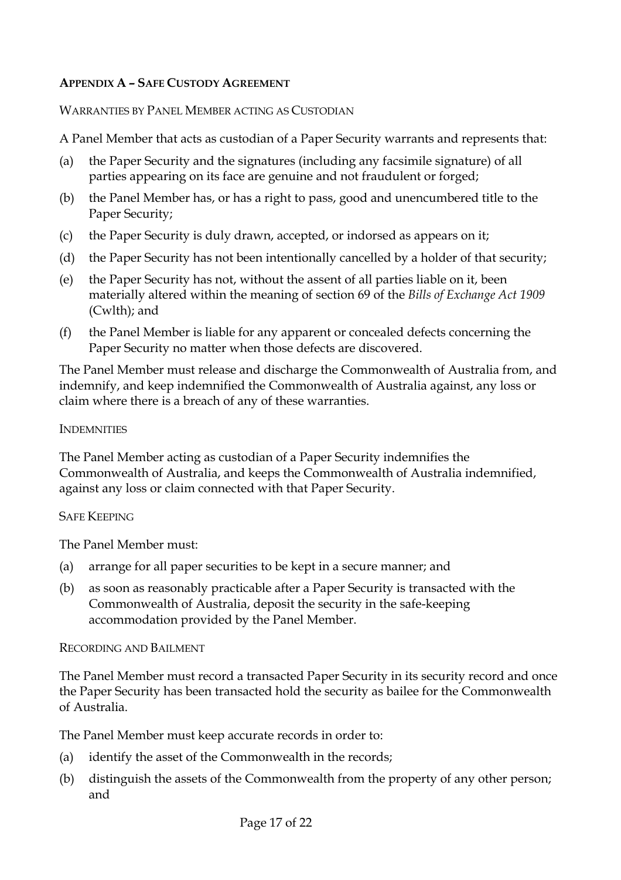### **Appendix A – Safe Custody Agreement**

#### Warranties by Panel Member acting as Custodian

A Panel Member that acts as custodian of a Paper Security warrants and represents that:

(a) the Paper Security and the signatures (including any facsimile signature) of all parties appearing on its face are genuine and not fraudulent or forged;

(b) the Panel Member has, or has a right to pass, good and unencumbered title to the Paper Security;

(c) the Paper Security is duly drawn, accepted, or indorsed as appears on it;

(d) the Paper Security has not been intentionally cancelled by a holder of that security;

(e) the Paper Security has not, without the assent of all parties liable on it, been materially altered within the meaning of section 69 of the *Bills of Exchange Act 1909* (Cwlth); and

(f) the Panel Member is liable for any apparent or concealed defects concerning the Paper Security no matter when those defects are discovered.

The Panel Member must release and discharge the Commonwealth of Australia from, and indemnify, and keep indemnified the Commonwealth of Australia against, any loss or claim where there is a breach of any of these warranties.

#### Indemnities

The Panel Member acting as custodian of a Paper Security indemnifies the Commonwealth of Australia, and keeps the Commonwealth of Australia indemnified, against any loss or claim connected with that Paper Security.

#### Safe Keeping

The Panel Member must:

(a) arrange for all paper securities to be kept in a secure manner; and

(b) as soon as reasonably practicable after a Paper Security is transacted with the Commonwealth of Australia, deposit the security in the safe-keeping accommodation provided by the Panel Member.

#### Recording and Bailment

The Panel Member must record a transacted Paper Security in its security record and once the Paper Security has been transacted hold the security as bailee for the Commonwealth of Australia.

The Panel Member must keep accurate records in order to:

(a) identify the asset of the Commonwealth in the records;

(b) distinguish the assets of the Commonwealth from the property of any other person; and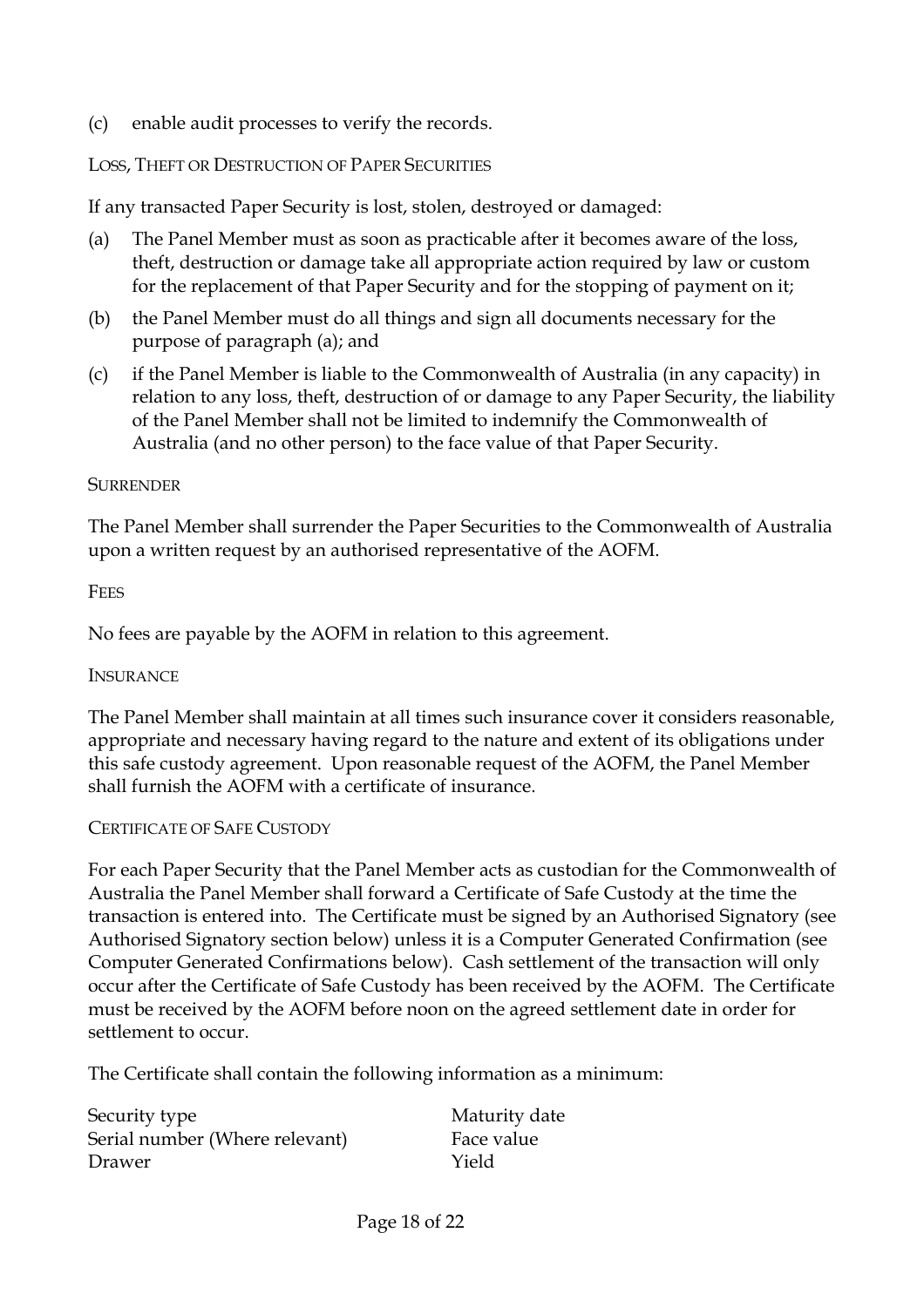(c) enable audit processes to verify the records.

### Loss, Theft or Destruction of Paper Securities

If any transacted Paper Security is lost, stolen, destroyed or damaged:

(a) The Panel Member must as soon as practicable after it becomes aware of the loss, theft, destruction or damage take all appropriate action required by law or custom for the replacement of that Paper Security and for the stopping of payment on it;

(b) the Panel Member must do all things and sign all documents necessary for the purpose of paragraph (a); and

(c) if the Panel Member is liable to the Commonwealth of Australia (in any capacity) in relation to any loss, theft, destruction of or damage to any Paper Security, the liability of the Panel Member shall not be limited to indemnify the Commonwealth of Australia (and no other person) to the face value of that Paper Security.

### Surrender

The Panel Member shall surrender the Paper Securities to the Commonwealth of Australia upon a written request by an authorised representative of the AOFM.

### Fees

No fees are payable by the AOFM in relation to this agreement.

### Insurance

The Panel Member shall maintain at all times such insurance cover it considers reasonable, appropriate and necessary having regard to the nature and extent of its obligations under this safe custody agreement. Upon reasonable request of the AOFM, the Panel Member shall furnish the AOFM with a certificate of insurance.

### Certificate of Safe Custody

For each Paper Security that the Panel Member acts as custodian for the Commonwealth of Australia the Panel Member shall forward a Certificate of Safe Custody at the time the transaction is entered into. The Certificate must be signed by an Authorised Signatory (see Authorised Signatory section below) unless it is a Computer Generated Confirmation (see Computer Generated Confirmations below). Cash settlement of the transaction will only occur after the Certificate of Safe Custody has been received by the AOFM. The Certificate must be received by the AOFM before noon on the agreed settlement date in order for settlement to occur.

The Certificate shall contain the following information as a minimum:

| | |
|---|---|
| Security type | Maturity date |
| Serial number (Where relevant) | Face value |
| Drawer | Yield |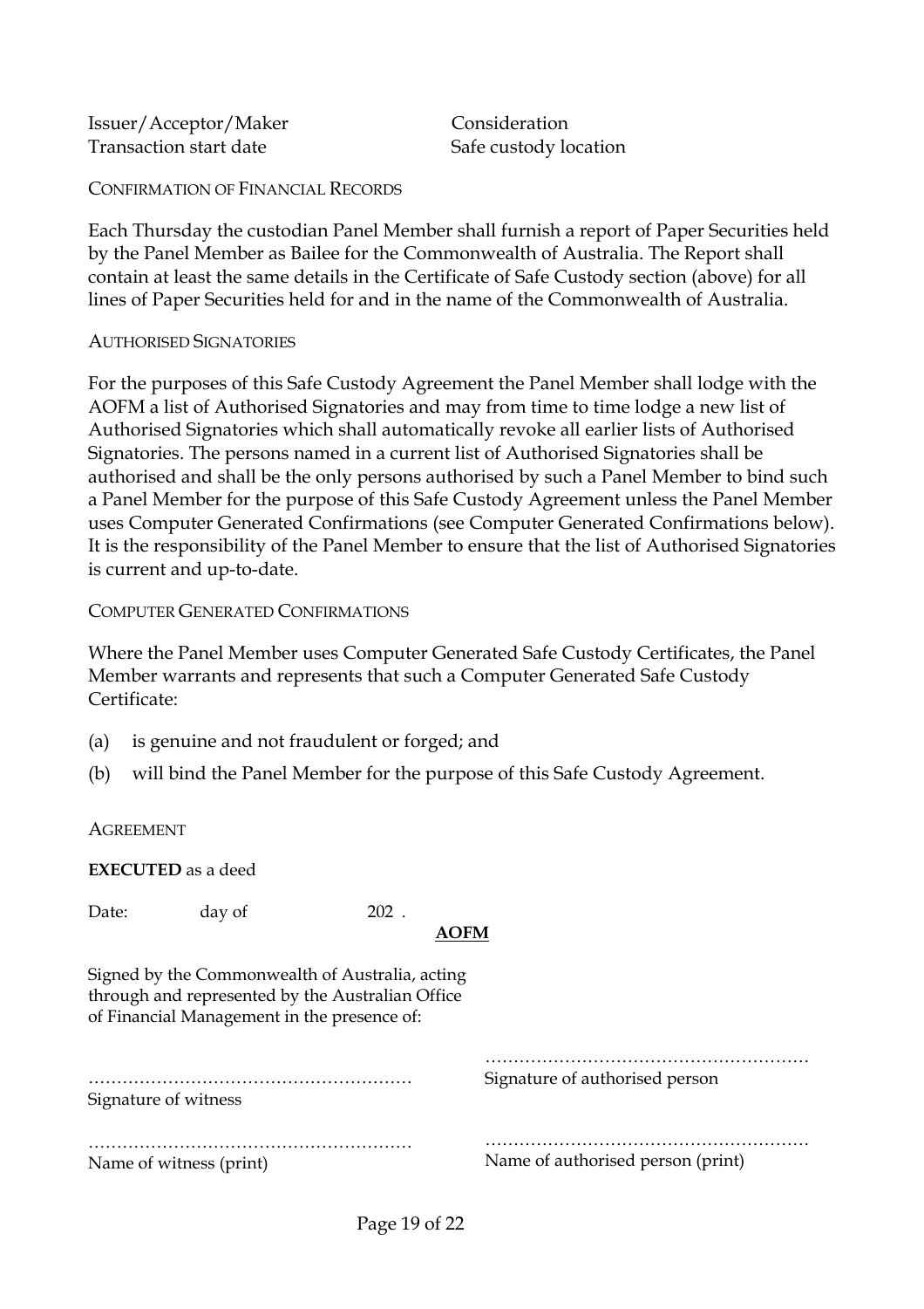Issuer/Acceptor/Maker Consideration
Transaction start date Safe custody location

### CONFIRMATION OF FINANCIAL RECORDS

Each Thursday the custodian Panel Member shall furnish a report of Paper Securities held by the Panel Member as Bailee for the Commonwealth of Australia. The Report shall contain at least the same details in the Certificate of Safe Custody section (above) for all lines of Paper Securities held for and in the name of the Commonwealth of Australia.

### AUTHORISED SIGNATORIES

For the purposes of this Safe Custody Agreement the Panel Member shall lodge with the AOFM a list of Authorised Signatories and may from time to time lodge a new list of Authorised Signatories which shall automatically revoke all earlier lists of Authorised Signatories. The persons named in a current list of Authorised Signatories shall be authorised and shall be the only persons authorised by such a Panel Member to bind such a Panel Member for the purpose of this Safe Custody Agreement unless the Panel Member uses Computer Generated Confirmations (see Computer Generated Confirmations below). It is the responsibility of the Panel Member to ensure that the list of Authorised Signatories is current and up-to-date.

### COMPUTER GENERATED CONFIRMATIONS

Where the Panel Member uses Computer Generated Safe Custody Certificates, the Panel Member warrants and represents that such a Computer Generated Safe Custody Certificate:

(a) is genuine and not fraudulent or forged; and

(b) will bind the Panel Member for the purpose of this Safe Custody Agreement.

### AGREEMENT

**EXECUTED** as a deed

Date: day of 202 .

**AOFM**

Signed by the Commonwealth of Australia, acting through and represented by the Australian Office of Financial Management in the presence of:

| | |
|---|---|
| ……………………………………………… | ……………………………………………… |
| Signature of witness | Signature of authorised person |
| ……………………………………………… | ……………………………………………… |
| Name of witness (print) | Name of authorised person (print) |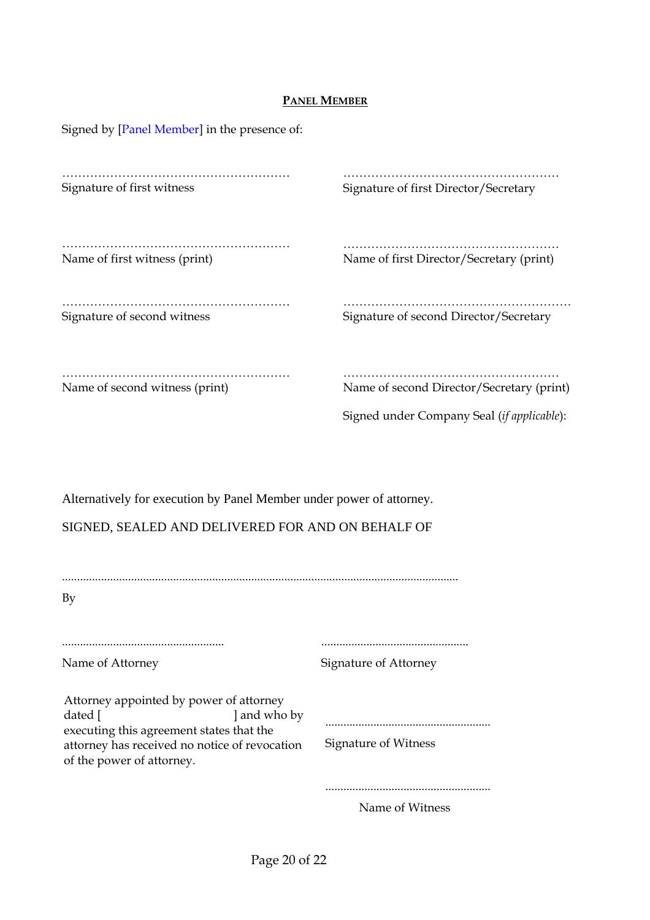**PANEL MEMBER**

Signed by [Panel Member] in the presence of:

| | |
|---|---|
| ……………………………………………… | ……………………………………………… |
| Signature of first witness | Signature of first Director/Secretary |
| ……………………………………………… | ……………………………………………… |
| Name of first witness (print) | Name of first Director/Secretary (print) |
| ……………………………………………… | ……………………………………………… |
| Signature of second witness | Signature of second Director/Secretary |
| ……………………………………………… | ……………………………………………… |
| Name of second witness (print) | Name of second Director/Secretary (print) |
| | Signed under Company Seal (*if applicable*): |

Alternatively for execution by Panel Member under power of attorney.

SIGNED, SEALED AND DELIVERED FOR AND ON BEHALF OF

………………………………………………………………………………

By

| | |
|---|---|
| ……………………………………… | ……………………………………… |
| Name of Attorney | Signature of Attorney |
| Attorney appointed by power of attorney dated [ ] and who by executing this agreement states that the attorney has received no notice of revocation of the power of attorney. | ……………………………………… Signature of Witness |
| | ……………………………………… Name of Witness |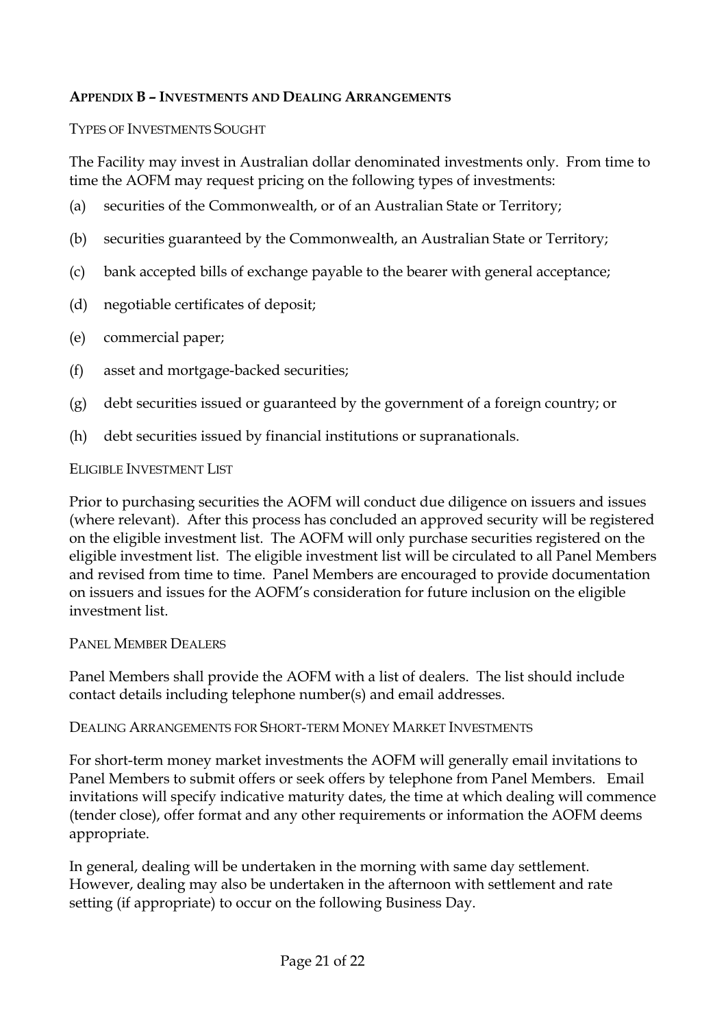## Appendix B – Investments and Dealing Arrangements

### Types of Investments Sought

The Facility may invest in Australian dollar denominated investments only. From time to time the AOFM may request pricing on the following types of investments:

(a) securities of the Commonwealth, or of an Australian State or Territory;

(b) securities guaranteed by the Commonwealth, an Australian State or Territory;

(c) bank accepted bills of exchange payable to the bearer with general acceptance;

(d) negotiable certificates of deposit;

(e) commercial paper;

(f) asset and mortgage-backed securities;

(g) debt securities issued or guaranteed by the government of a foreign country; or

(h) debt securities issued by financial institutions or supranationals.

### Eligible Investment List

Prior to purchasing securities the AOFM will conduct due diligence on issuers and issues (where relevant). After this process has concluded an approved security will be registered on the eligible investment list. The AOFM will only purchase securities registered on the eligible investment list. The eligible investment list will be circulated to all Panel Members and revised from time to time. Panel Members are encouraged to provide documentation on issuers and issues for the AOFM's consideration for future inclusion on the eligible investment list.

### Panel Member Dealers

Panel Members shall provide the AOFM with a list of dealers. The list should include contact details including telephone number(s) and email addresses.

### Dealing Arrangements for Short-term Money Market Investments

For short-term money market investments the AOFM will generally email invitations to Panel Members to submit offers or seek offers by telephone from Panel Members. Email invitations will specify indicative maturity dates, the time at which dealing will commence (tender close), offer format and any other requirements or information the AOFM deems appropriate.

In general, dealing will be undertaken in the morning with same day settlement. However, dealing may also be undertaken in the afternoon with settlement and rate setting (if appropriate) to occur on the following Business Day.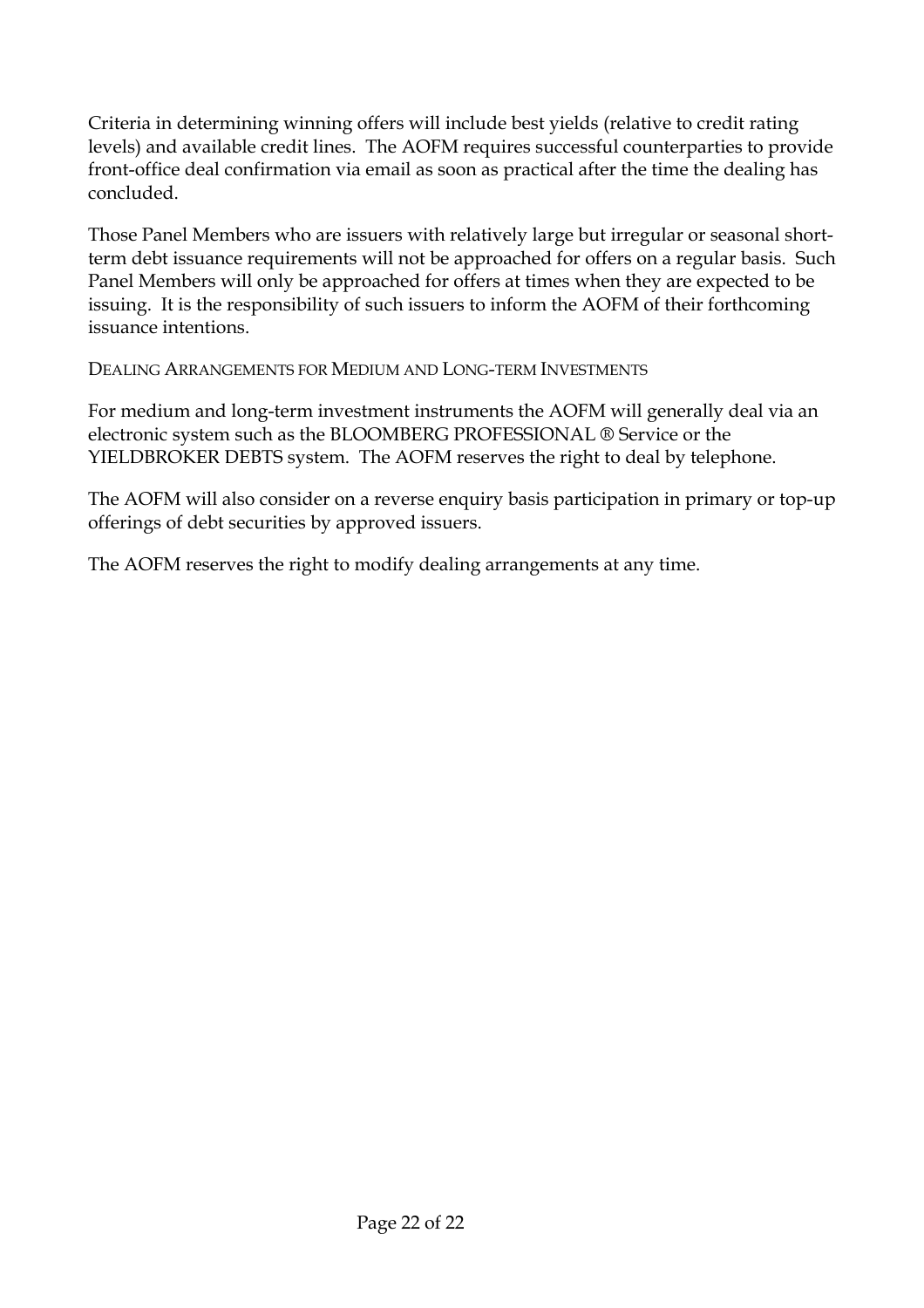Criteria in determining winning offers will include best yields (relative to credit rating levels) and available credit lines. The AOFM requires successful counterparties to provide front-office deal confirmation via email as soon as practical after the time the dealing has concluded.

Those Panel Members who are issuers with relatively large but irregular or seasonal short-term debt issuance requirements will not be approached for offers on a regular basis. Such Panel Members will only be approached for offers at times when they are expected to be issuing. It is the responsibility of such issuers to inform the AOFM of their forthcoming issuance intentions.

### Dealing Arrangements for Medium and Long-term Investments

For medium and long-term investment instruments the AOFM will generally deal via an electronic system such as the BLOOMBERG PROFESSIONAL ® Service or the YIELDBROKER DEBTS system. The AOFM reserves the right to deal by telephone.

The AOFM will also consider on a reverse enquiry basis participation in primary or top-up offerings of debt securities by approved issuers.

The AOFM reserves the right to modify dealing arrangements at any time.